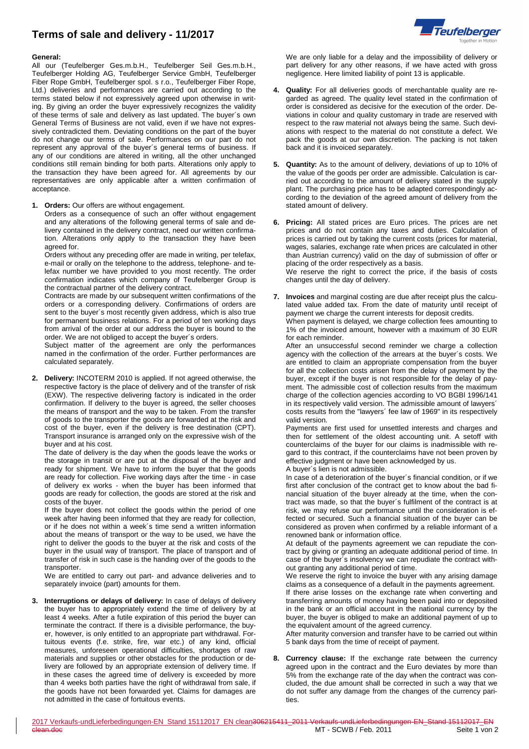# Terms of sale and delivery - 11/2017

**General:**

All our (Teufelberger Ges.m.b.H., Teufelberger Seil Ges.m.b.H., Teufelberger Holding AG, Teufelberger Service GmbH, Teufelberger Fiber Rope GmbH, Teufelberger spol. s r.o., Teufelberger Fiber Rope, Ltd.) deliveries and performances are carried out according to the terms stated below if not expressively agreed upon otherwise in writing. By giving an order the buyer expressively recognizes the validity of these terms of sale and delivery as last updated. The buyer´s own General Terms of Business are not valid, even if we have not expressively contradicted them. Deviating conditions on the part of the buyer do not change our terms of sale. Performances on our part do not represent any approval of the buyer´s general terms of business. If any of our conditions are altered in writing, all the other unchanged conditions still remain binding for both parts. Alterations only apply to the transaction they have been agreed for. All agreements by our representatives are only applicable after a written confirmation of acceptance.

1. **Orders:** Our offers are without engagement.

   Orders as a consequence of such an offer without engagement and any alterations of the following general terms of sale and delivery contained in the delivery contract, need our written confirmation. Alterations only apply to the transaction they have been agreed for.

   Orders without any preceding offer are made in writing, per telefax, e-mail or orally on the telephone to the address, telephone- and telefax number we have provided to you most recently. The order confirmation indicates which company of Teufelberger Group is the contractual partner of the delivery contract.

   Contracts are made by our subsequent written confirmations of the orders or a corresponding delivery. Confirmations of orders are sent to the buyer´s most recently given address, which is also true for permanent business relations. For a period of ten working days from arrival of the order at our address the buyer is bound to the order. We are not obliged to accept the buyer´s orders.

   Subject matter of the agreement are only the performances named in the confirmation of the order. Further performances are calculated separately.

2. **Delivery:** INCOTERM 2010 is applied. If not agreed otherwise, the respective factory is the place of delivery and of the transfer of risk (EXW). The respective delivering factory is indicated in the order confirmation. If delivery to the buyer is agreed, the seller chooses the means of transport and the way to be taken. From the transfer of goods to the transporter the goods are forwarded at the risk and cost of the buyer, even if the delivery is free destination (CPT). Transport insurance is arranged only on the expressive wish of the buyer and at his cost.

   The date of delivery is the day when the goods leave the works or the storage in transit or are put at the disposal of the buyer and ready for shipment. We have to inform the buyer that the goods are ready for collection. Five working days after the time - in case of delivery ex works - when the buyer has been informed that goods are ready for collection, the goods are stored at the risk and costs of the buyer.

   If the buyer does not collect the goods within the period of one week after having been informed that they are ready for collection, or if he does not within a week´s time send a written information about the means of transport or the way to be used, we have the right to deliver the goods to the buyer at the risk and costs of the buyer in the usual way of transport. The place of transport and of transfer of risk in such case is the handing over of the goods to the transporter.

   We are entitled to carry out part- and advance deliveries and to separately invoice (part) amounts for them.

3. **Interruptions or delays of delivery:** In case of delays of delivery the buyer has to appropriately extend the time of delivery by at least 4 weeks. After a futile expiration of this period the buyer can terminate the contract. If there is a divisible performance, the buyer, however, is only entitled to an appropriate part withdrawal. Fortuitous events (f.e. strike, fire, war etc.) of any kind, official measures, unforeseen operational difficulties, shortages of raw materials and supplies or other obstacles for the production or delivery are followed by an appropriate extension of delivery time. If in these cases the agreed time of delivery is exceeded by more than 4 weeks both parties have the right of withdrawal from sale, if the goods have not been forwarded yet. Claims for damages are not admitted in the case of fortuitous events.

   We are only liable for a delay and the impossibility of delivery or part delivery for any other reasons, if we have acted with gross negligence. Here limited liability of point 13 is applicable.

4. **Quality:** For all deliveries goods of merchantable quality are regarded as agreed. The quality level stated in the confirmation of order is considered as decisive for the execution of the order. Deviations in colour and quality customary in trade are reserved with respect to the raw material not always being the same. Such deviations with respect to the material do not constitute a defect. We pack the goods at our own discretion. The packing is not taken back and it is invoiced separately.

5. **Quantity:** As to the amount of delivery, deviations of up to 10% of the value of the goods per order are admissible. Calculation is carried out according to the amount of delivery stated in the supply plant. The purchasing price has to be adapted correspondingly according to the deviation of the agreed amount of delivery from the stated amount of delivery.

6. **Pricing:** All stated prices are Euro prices. The prices are net prices and do not contain any taxes and duties. Calculation of prices is carried out by taking the current costs (prices for material, wages, salaries, exchange rate when prices are calculated in other than Austrian currency) valid on the day of submission of offer or placing of the order respectively as a basis.

   We reserve the right to correct the price, if the basis of costs changes until the day of delivery.

7. **Invoices** and marginal costing are due after receipt plus the calculated value added tax. From the date of maturity until receipt of payment we charge the current interests for deposit credits.

   When payment is delayed, we charge collection fees amounting to 1% of the invoiced amount, however with a maximum of 30 EUR for each reminder.

   After an unsuccessful second reminder we charge a collection agency with the collection of the arrears at the buyer´s costs. We are entitled to claim an appropriate compensation from the buyer for all the collection costs arisen from the delay of payment by the buyer, except if the buyer is not responsible for the delay of payment. The admissible cost of collection results from the maximum charge of the collection agencies according to VO BGBl 1996/141 in its respectively valid version. The admissible amount of lawyers´ costs results from the "lawyers´ fee law of 1969" in its respectively valid version.

   Payments are first used for unsettled interests and charges and then for settlement of the oldest accounting unit. A setoff with counterclaims of the buyer for our claims is inadmissible with regard to this contract, if the counterclaims have not been proven by effective judgment or have been acknowledged by us.

   A buyer´s lien is not admissible.

   In case of a deterioration of the buyer´s financial condition, or if we first after conclusion of the contract get to know about the bad financial situation of the buyer already at the time, when the contract was made, so that the buyer´s fulfilment of the contract is at risk, we may refuse our performance until the consideration is effected or secured. Such a financial situation of the buyer can be considered as proven when confirmed by a reliable informant of a renowned bank or information office.

   At default of the payments agreement we can repudiate the contract by giving or granting an adequate additional period of time. In case of the buyer´s insolvency we can repudiate the contract without granting any additional period of time.

   We reserve the right to invoice the buyer with any arising damage claims as a consequence of a default in the payments agreement.

   If there arise losses on the exchange rate when converting and transferring amounts of money having been paid into or deposited in the bank or an official account in the national currency by the buyer, the buyer is obliged to make an additional payment of up to the equivalent amount of the agreed currency.

   After maturity conversion and transfer have to be carried out within 5 bank days from the time of receipt of payment.

8. **Currency clause:** If the exchange rate between the currency agreed upon in the contract and the Euro deviates by more than 5% from the exchange rate of the day when the contract was concluded, the due amount shall be corrected in such a way that we do not suffer any damage from the changes of the currency parities.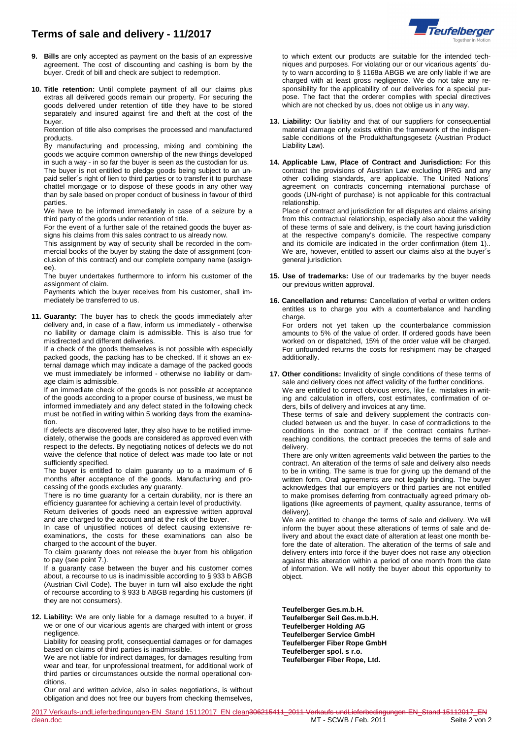# Terms of sale and delivery - 11/2017

9. **Bills** are only accepted as payment on the basis of an expressive agreement. The cost of discounting and cashing is born by the buyer. Credit of bill and check are subject to redemption.

10. **Title retention:** Until complete payment of all our claims plus extras all delivered goods remain our property. For securing the goods delivered under retention of title they have to be stored separately and insured against fire and theft at the cost of the buyer.

    Retention of title also comprises the processed and manufactured products.

    By manufacturing and processing, mixing and combining the goods we acquire common ownership of the new things developed in such a way - in so far the buyer is seen as the custodian for us.

    The buyer is not entitled to pledge goods being subject to an unpaid seller´s right of lien to third parties or to transfer it to purchase chattel mortgage or to dispose of these goods in any other way than by sale based on proper conduct of business in favour of third parties.

    We have to be informed immediately in case of a seizure by a third party of the goods under retention of title.

    For the event of a further sale of the retained goods the buyer assigns his claims from this sales contract to us already now.

    This assignment by way of security shall be recorded in the commercial books of the buyer by stating the date of assignment (conclusion of this contract) and our complete company name (assignee).

    The buyer undertakes furthermore to inform his customer of the assignment of claim.

    Payments which the buyer receives from his customer, shall immediately be transferred to us.

11. **Guaranty:** The buyer has to check the goods immediately after delivery and, in case of a flaw, inform us immediately - otherwise no liability or damage claim is admissible. This is also true for misdirected and different deliveries.

    If a check of the goods themselves is not possible with especially packed goods, the packing has to be checked. If it shows an external damage which may indicate a damage of the packed goods we must immediately be informed - otherwise no liability or damage claim is admissible.

    If an immediate check of the goods is not possible at acceptance of the goods according to a proper course of business, we must be informed immediately and any defect stated in the following check must be notified in writing within 5 working days from the examination.

    If defects are discovered later, they also have to be notified immediately, otherwise the goods are considered as approved even with respect to the defects. By negotiating notices of defects we do not waive the defence that notice of defect was made too late or not sufficiently specified.

    The buyer is entitled to claim guaranty up to a maximum of 6 months after acceptance of the goods. Manufacturing and processing of the goods excludes any guaranty.

    There is no time guaranty for a certain durability, nor is there an efficiency guarantee for achieving a certain level of productivity.

    Return deliveries of goods need an expressive written approval and are charged to the account and at the risk of the buyer.

    In case of unjustified notices of defect causing extensive re-examinations, the costs for these examinations can also be charged to the account of the buyer.

    To claim guaranty does not release the buyer from his obligation to pay (see point 7.).

    If a guaranty case between the buyer and his customer comes about, a recourse to us is inadmissible according to § 933 b ABGB (Austrian Civil Code). The buyer in turn will also exclude the right of recourse according to § 933 b ABGB regarding his customers (if they are not consumers).

12. **Liability:** We are only liable for a damage resulted to a buyer, if we or one of our vicarious agents are charged with intent or gross negligence.

    Liability for ceasing profit, consequential damages or for damages based on claims of third parties is inadmissible.

    We are not liable for indirect damages, for damages resulting from wear and tear, for unprofessional treatment, for additional work of third parties or circumstances outside the normal operational conditions.

    Our oral and written advice, also in sales negotiations, is without obligation and does not free our buyers from checking themselves, to which extent our products are suitable for the intended techniques and purposes. For violating our or our vicarious agents´ duty to warn according to § 1168a ABGB we are only liable if we are charged with at least gross negligence. We do not take any responsibility for the applicability of our deliveries for a special purpose. The fact that the orderer complies with special directives which are not checked by us, does not oblige us in any way.

13. **Liability:** Our liability and that of our suppliers for consequential material damage only exists within the framework of the indispensable conditions of the Produkthaftungsgesetz (Austrian Product Liability Law).

14. **Applicable Law, Place of Contract and Jurisdiction:** For this contract the provisions of Austrian Law excluding IPRG and any other colliding standards, are applicable. The United Nations´ agreement on contracts concerning international purchase of goods (UN-right of purchase) is not applicable for this contractual relationship.

    Place of contract and jurisdiction for all disputes and claims arising from this contractual relationship, especially also about the validity of these terms of sale and delivery, is the court having jurisdiction at the respective company's domicile. The respective company and its domicile are indicated in the order confirmation (item 1).. We are, however, entitled to assert our claims also at the buyer´s general jurisdiction.

15. **Use of trademarks:** Use of our trademarks by the buyer needs our previous written approval.

16. **Cancellation and returns:** Cancellation of verbal or written orders entitles us to charge you with a counterbalance and handling charge.

    For orders not yet taken up the counterbalance commission amounts to 5% of the value of order. If ordered goods have been worked on or dispatched, 15% of the order value will be charged. For unfounded returns the costs for reshipment may be charged additionally.

17. **Other conditions:** Invalidity of single conditions of these terms of sale and delivery does not affect validity of the further conditions.

    We are entitled to correct obvious errors, like f.e. mistakes in writing and calculation in offers, cost estimates, confirmation of orders, bills of delivery and invoices at any time.

    These terms of sale and delivery supplement the contracts concluded between us and the buyer. In case of contradictions to the conditions in the contract or if the contract contains further-reaching conditions, the contract precedes the terms of sale and delivery.

    There are only written agreements valid between the parties to the contract. An alteration of the terms of sale and delivery also needs to be in writing. The same is true for giving up the demand of the written form. Oral agreements are not legally binding. The buyer acknowledges that our employers or third parties are not entitled to make promises deferring from contractually agreed primary obligations (like agreements of payment, quality assurance, terms of delivery).

    We are entitled to change the terms of sale and delivery. We will inform the buyer about these alterations of terms of sale and delivery and about the exact date of alteration at least one month before the date of alteration. The alteration of the terms of sale and delivery enters into force if the buyer does not raise any objection against this alteration within a period of one month from the date of information. We will notify the buyer about this opportunity to object.

**Teufelberger Ges.m.b.H.**
**Teufelberger Seil Ges.m.b.H.**
**Teufelberger Holding AG**
**Teufelberger Service GmbH**
**Teufelberger Fiber Rope GmbH**
**Teufelberger spol. s r.o.**
**Teufelberger Fiber Rope, Ltd.**